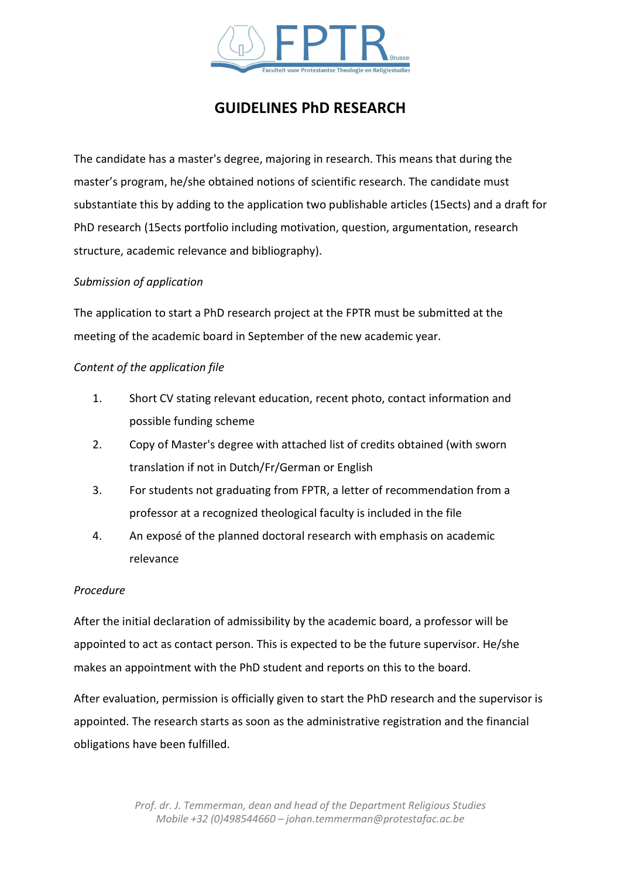# GUIDELINES PhD RESEARCH

The candidate has a master's degree, majoring in research. This means that during the master's program, he/she obtained notions of scientific research. The candidate must substantiate this by adding to the application two publishable articles (15ects) and a draft for PhD research (15ects portfolio including motivation, question, argumentation, research structure, academic relevance and bibliography).

*Submission of application*

The application to start a PhD research project at the FPTR must be submitted at the meeting of the academic board in September of the new academic year.

*Content of the application file*

1. Short CV stating relevant education, recent photo, contact information and possible funding scheme
2. Copy of Master's degree with attached list of credits obtained (with sworn translation if not in Dutch/Fr/German or English
3. For students not graduating from FPTR, a letter of recommendation from a professor at a recognized theological faculty is included in the file
4. An exposé of the planned doctoral research with emphasis on academic relevance

*Procedure*

After the initial declaration of admissibility by the academic board, a professor will be appointed to act as contact person. This is expected to be the future supervisor. He/she makes an appointment with the PhD student and reports on this to the board.

After evaluation, permission is officially given to start the PhD research and the supervisor is appointed. The research starts as soon as the administrative registration and the financial obligations have been fulfilled.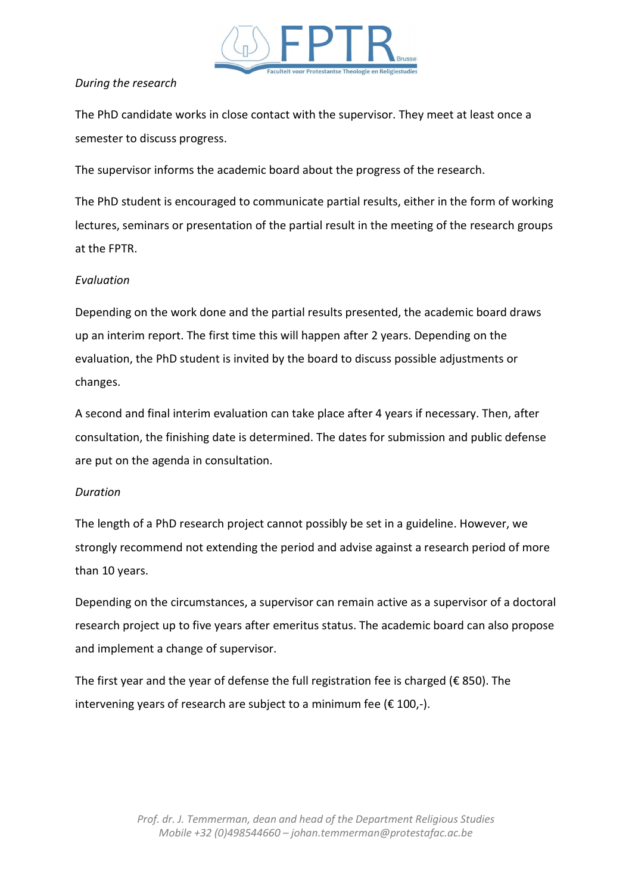*During the research*

The PhD candidate works in close contact with the supervisor. They meet at least once a semester to discuss progress.

The supervisor informs the academic board about the progress of the research.

The PhD student is encouraged to communicate partial results, either in the form of working lectures, seminars or presentation of the partial result in the meeting of the research groups at the FPTR.

*Evaluation*

Depending on the work done and the partial results presented, the academic board draws up an interim report. The first time this will happen after 2 years. Depending on the evaluation, the PhD student is invited by the board to discuss possible adjustments or changes.

A second and final interim evaluation can take place after 4 years if necessary. Then, after consultation, the finishing date is determined. The dates for submission and public defense are put on the agenda in consultation.

*Duration*

The length of a PhD research project cannot possibly be set in a guideline. However, we strongly recommend not extending the period and advise against a research period of more than 10 years.

Depending on the circumstances, a supervisor can remain active as a supervisor of a doctoral research project up to five years after emeritus status. The academic board can also propose and implement a change of supervisor.

The first year and the year of defense the full registration fee is charged (€ 850). The intervening years of research are subject to a minimum fee (€ 100,-).